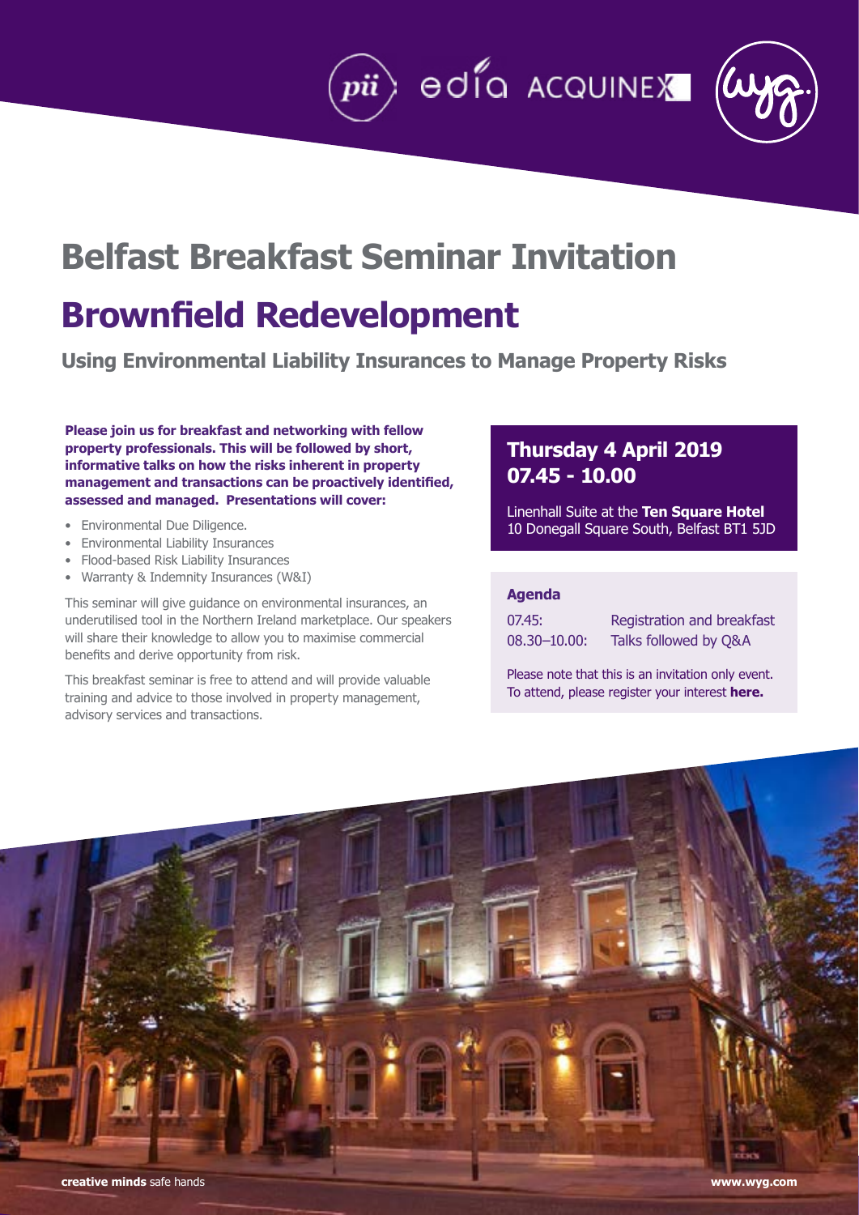# Belfast Breakfast Seminar Invitation

# Brownfield Redevelopment

## Using Environmental Liability Insurances to Manage Property Risks

**Please join us for breakfast and networking with fellow property professionals. This will be followed by short, informative talks on how the risks inherent in property management and transactions can be proactively identified, assessed and managed. Presentations will cover:**

- Environmental Due Diligence.
- Environmental Liability Insurances
- Flood-based Risk Liability Insurances
- Warranty & Indemnity Insurances (W&I)

This seminar will give guidance on environmental insurances, an underutilised tool in the Northern Ireland marketplace. Our speakers will share their knowledge to allow you to maximise commercial benefits and derive opportunity from risk.

This breakfast seminar is free to attend and will provide valuable training and advice to those involved in property management, advisory services and transactions.

## Thursday 4 April 2019
## 07.45 - 10.00

Linenhall Suite at the **Ten Square Hotel**
10 Donegall Square South, Belfast BT1 5JD

### Agenda

| | |
|---|---|
| 07.45: | Registration and breakfast |
| 08.30–10.00: | Talks followed by Q&A |

Please note that this is an invitation only event. To attend, please register your interest **here.**

**creative minds** safe hands

**www.wyg.com**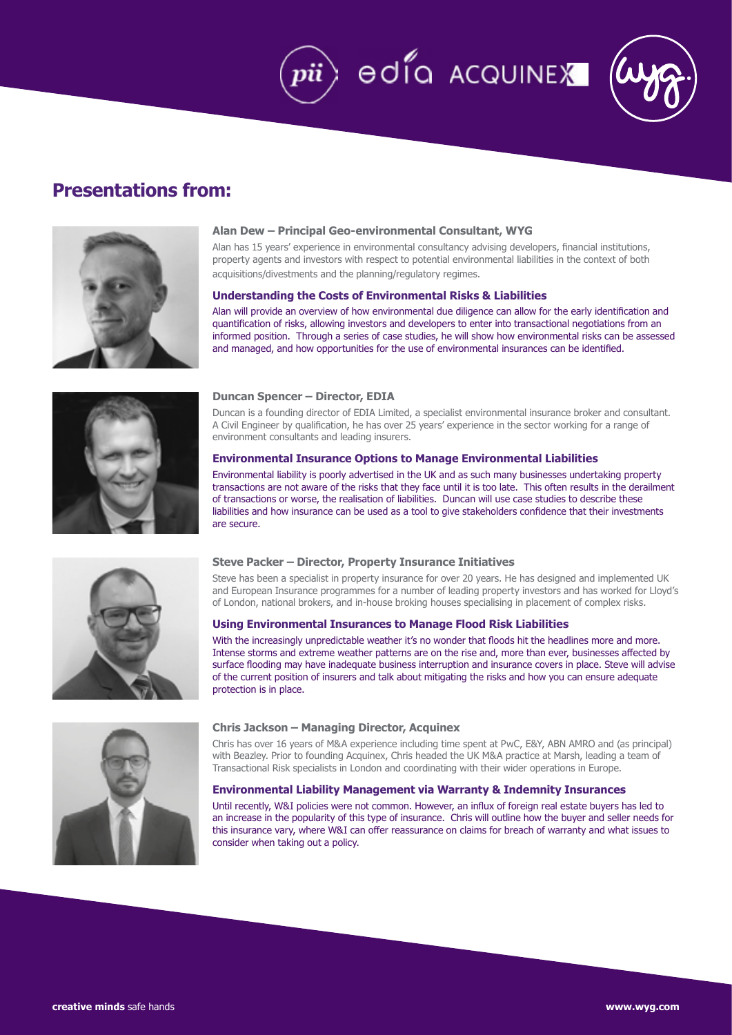## Presentations from:

### Alan Dew – Principal Geo-environmental Consultant, WYG

Alan has 15 years' experience in environmental consultancy advising developers, financial institutions, property agents and investors with respect to potential environmental liabilities in the context of both acquisitions/divestments and the planning/regulatory regimes.

#### Understanding the Costs of Environmental Risks & Liabilities

Alan will provide an overview of how environmental due diligence can allow for the early identification and quantification of risks, allowing investors and developers to enter into transactional negotiations from an informed position. Through a series of case studies, he will show how environmental risks can be assessed and managed, and how opportunities for the use of environmental insurances can be identified.

### Duncan Spencer – Director, EDIA

Duncan is a founding director of EDIA Limited, a specialist environmental insurance broker and consultant. A Civil Engineer by qualification, he has over 25 years' experience in the sector working for a range of environment consultants and leading insurers.

#### Environmental Insurance Options to Manage Environmental Liabilities

Environmental liability is poorly advertised in the UK and as such many businesses undertaking property transactions are not aware of the risks that they face until it is too late. This often results in the derailment of transactions or worse, the realisation of liabilities. Duncan will use case studies to describe these liabilities and how insurance can be used as a tool to give stakeholders confidence that their investments are secure.

### Steve Packer – Director, Property Insurance Initiatives

Steve has been a specialist in property insurance for over 20 years. He has designed and implemented UK and European Insurance programmes for a number of leading property investors and has worked for Lloyd's of London, national brokers, and in-house broking houses specialising in placement of complex risks.

#### Using Environmental Insurances to Manage Flood Risk Liabilities

With the increasingly unpredictable weather it's no wonder that floods hit the headlines more and more. Intense storms and extreme weather patterns are on the rise and, more than ever, businesses affected by surface flooding may have inadequate business interruption and insurance covers in place. Steve will advise of the current position of insurers and talk about mitigating the risks and how you can ensure adequate protection is in place.

### Chris Jackson – Managing Director, Acquinex

Chris has over 16 years of M&A experience including time spent at PwC, E&Y, ABN AMRO and (as principal) with Beazley. Prior to founding Acquinex, Chris headed the UK M&A practice at Marsh, leading a team of Transactional Risk specialists in London and coordinating with their wider operations in Europe.

#### Environmental Liability Management via Warranty & Indemnity Insurances

Until recently, W&I policies were not common. However, an influx of foreign real estate buyers has led to an increase in the popularity of this type of insurance. Chris will outline how the buyer and seller needs for this insurance vary, where W&I can offer reassurance on claims for breach of warranty and what issues to consider when taking out a policy.

**creative minds** safe hands

**www.wyg.com**